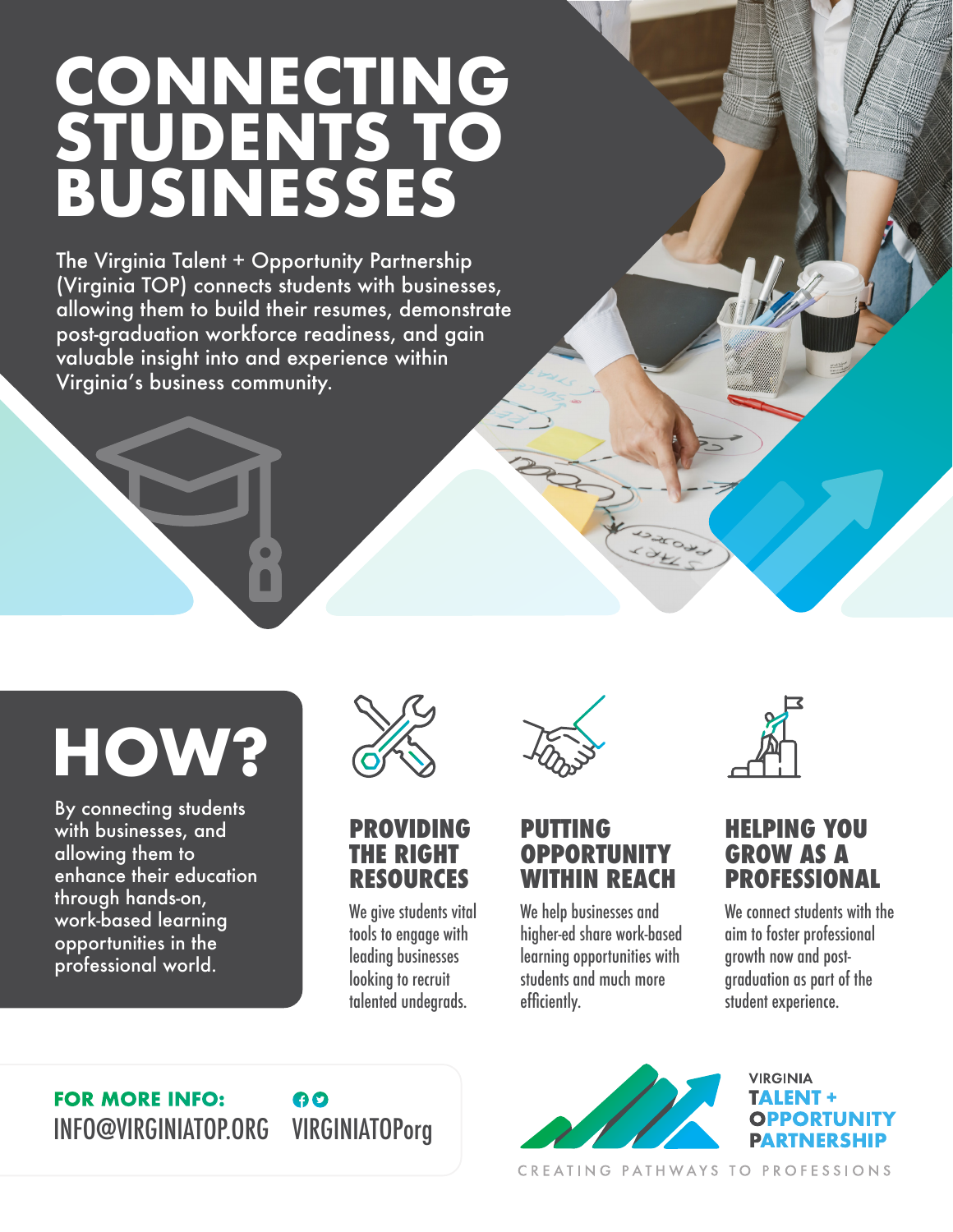# CONNECTING STUDENTS TO BUSINESSES

The Virginia Talent + Opportunity Partnership (Virginia TOP) connects students with businesses, allowing them to build their resumes, demonstrate post-graduation workforce readiness, and gain valuable insight into and experience within Virginia's business community.

## HOW?

By connecting students with businesses, and allowing them to enhance their education through hands-on, work-based learning opportunities in the professional world.

### PROVIDING THE RIGHT RESOURCES

We give students vital tools to engage with leading businesses looking to recruit talented undegrads.

### PUTTING OPPORTUNITY WITHIN REACH

We help businesses and higher-ed share work-based learning opportunities with students and much more efficiently.

### HELPING YOU GROW AS A PROFESSIONAL

We connect students with the aim to foster professional growth now and post-graduation as part of the student experience.

**FOR MORE INFO:**
INFO@VIRGINIATOP.ORG

VIRGINIATOPorg

VIRGINIA TALENT + OPPORTUNITY PARTNERSHIP

CREATING PATHWAYS TO PROFESSIONS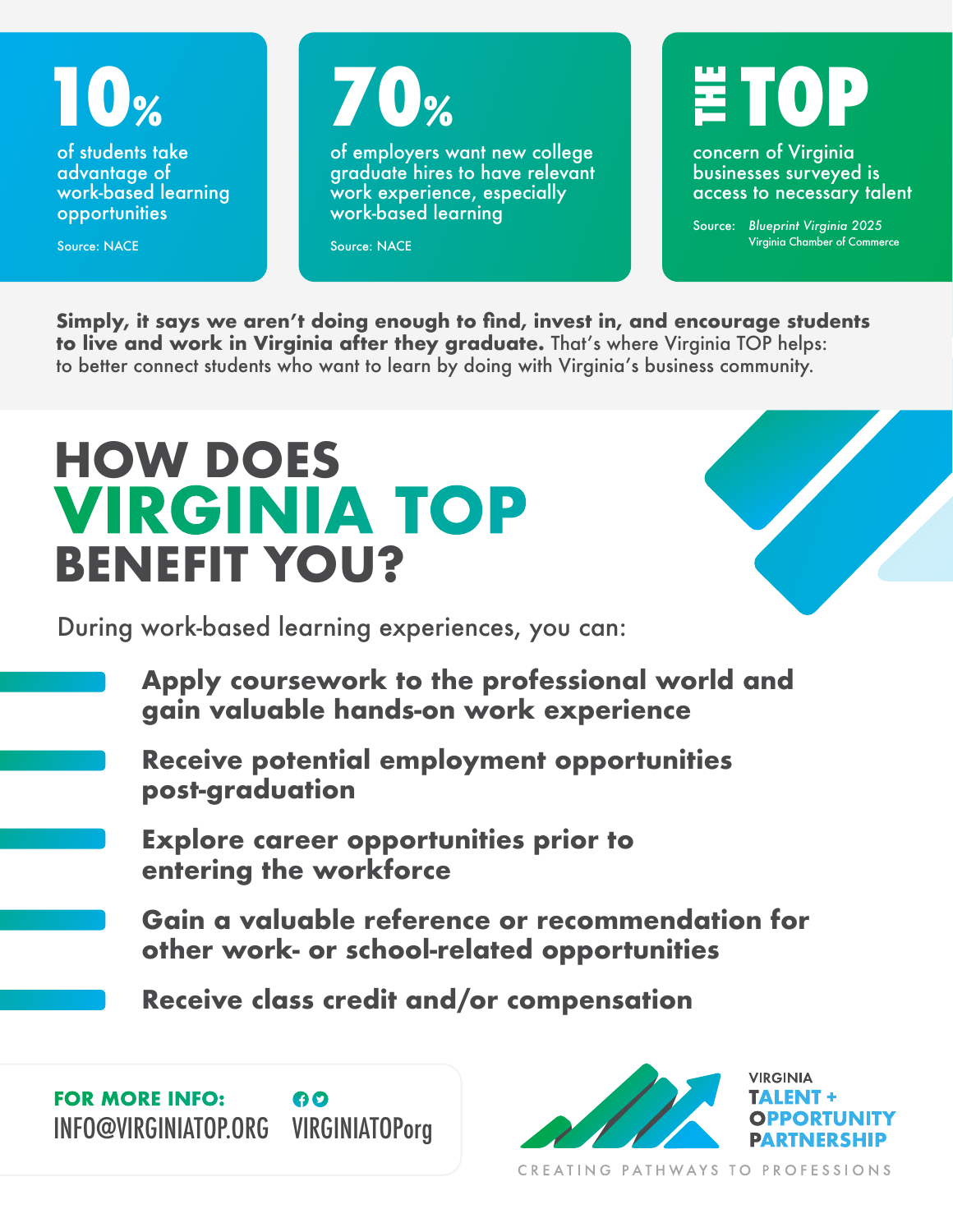**10%**

of students take advantage of work-based learning opportunities

Source: NACE

**70%**

of employers want new college graduate hires to have relevant work experience, especially work-based learning

Source: NACE

**THE TOP**

concern of Virginia businesses surveyed is access to necessary talent

Source: *Blueprint Virginia 2025* Virginia Chamber of Commerce

**Simply, it says we aren't doing enough to find, invest in, and encourage students to live and work in Virginia after they graduate.** That's where Virginia TOP helps: to better connect students who want to learn by doing with Virginia's business community.

# HOW DOES VIRGINIA TOP BENEFIT YOU?

During work-based learning experiences, you can:

- **Apply coursework to the professional world and gain valuable hands-on work experience**
- **Receive potential employment opportunities post-graduation**
- **Explore career opportunities prior to entering the workforce**
- **Gain a valuable reference or recommendation for other work- or school-related opportunities**
- **Receive class credit and/or compensation**

**FOR MORE INFO:**

INFO@VIRGINIATOP.ORG

VIRGINIATOPorg

VIRGINIA TALENT + OPPORTUNITY PARTNERSHIP

CREATING PATHWAYS TO PROFESSIONS